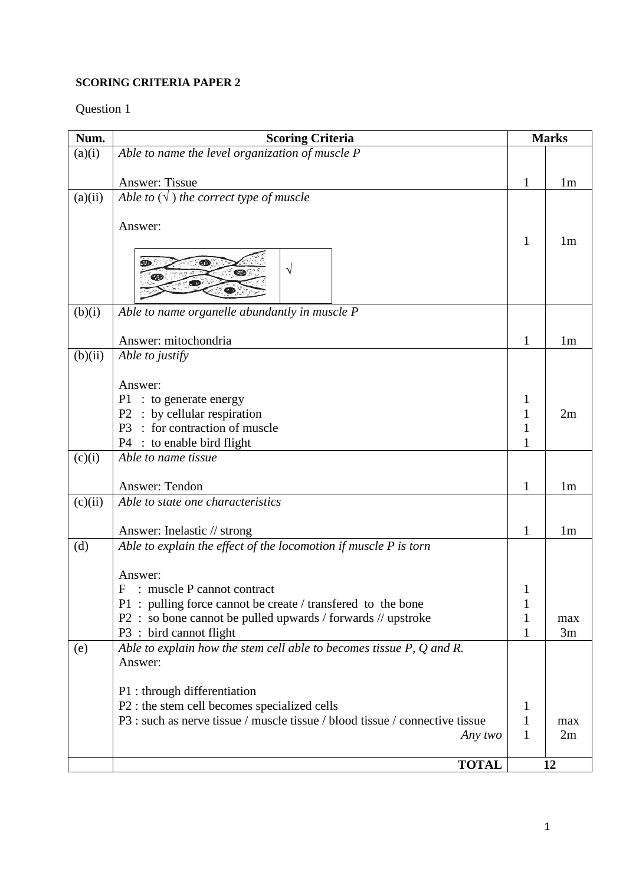**SCORING CRITERIA PAPER 2**

Question 1

| Num. | Scoring Criteria | Marks | |
|---|---|---|---|
| (a)(i) | *Able to name the level organization of muscle P*<br><br>Answer: Tissue | 1 | 1m |
| (a)(ii) | *Able to (√ ) the correct type of muscle*<br><br>Answer:<br><br>[diagram of muscle cells] √ | 1 | 1m |
| (b)(i) | *Able to name organelle abundantly in muscle P*<br><br>Answer: mitochondria | 1 | 1m |
| (b)(ii) | *Able to justify*<br><br>Answer:<br>P1 : to generate energy<br>P2 : by cellular respiration<br>P3 : for contraction of muscle<br>P4 : to enable bird flight | 1<br>1<br>1<br>1 | 2m |
| (c)(i) | *Able to name tissue*<br><br>Answer: Tendon | 1 | 1m |
| (c)(ii) | *Able to state one characteristics*<br><br>Answer: Inelastic // strong | 1 | 1m |
| (d) | *Able to explain the effect of the locomotion if muscle P is torn*<br><br>Answer:<br>F : muscle P cannot contract<br>P1 : pulling force cannot be create / transfered to the bone<br>P2 : so bone cannot be pulled upwards / forwards // upstroke<br>P3 : bird cannot flight | 1<br>1<br>1<br>1 | max 3m |
| (e) | *Able to explain how the stem cell able to becomes tissue P, Q and R.*<br>Answer:<br><br>P1 : through differentiation<br>P2 : the stem cell becomes specialized cells<br>P3 : such as nerve tissue / muscle tissue / blood tissue / connective tissue<br>*Any two* | 1<br>1<br>1 | max 2m |
| | **TOTAL** | **12** | |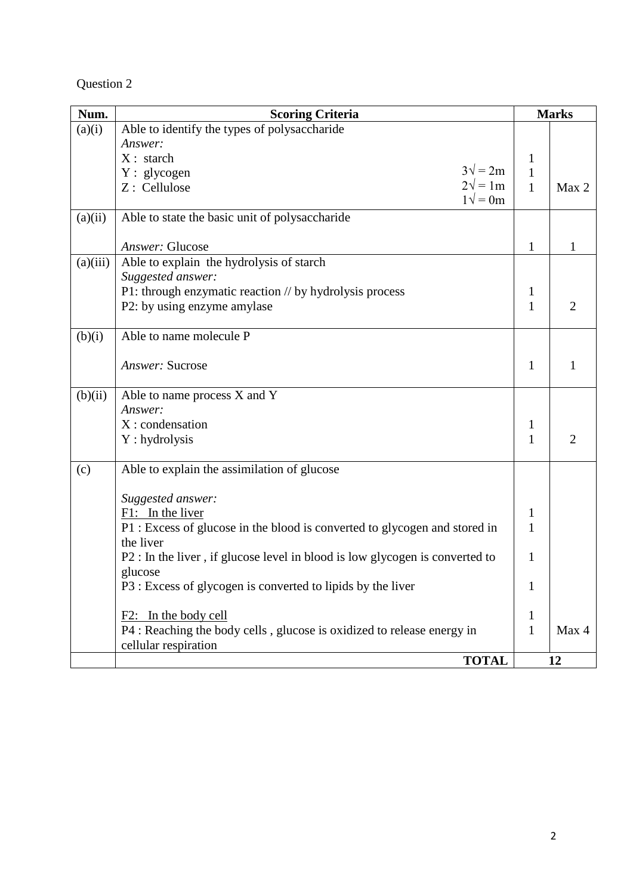Question 2

| Num. | Scoring Criteria | Marks | |
|---|---|---|---|
| (a)(i) | Able to identify the types of polysaccharide<br>*Answer:*<br>X : starch<br>Y : glycogen $3\surd = 2m$<br>Z : Cellulose $2\surd = 1m$<br>$1\surd = 0m$ | <br><br>1<br>1<br>1 | Max 2 |
| (a)(ii) | Able to state the basic unit of polysaccharide<br><br>*Answer:* Glucose | 1 | 1 |
| (a)(iii) | Able to explain the hydrolysis of starch<br>*Suggested answer:*<br>P1: through enzymatic reaction // by hydrolysis process<br>P2: by using enzyme amylase | <br><br>1<br>1 | 2 |
| (b)(i) | Able to name molecule P<br><br>*Answer:* Sucrose | 1 | 1 |
| (b)(ii) | Able to name process X and Y<br>*Answer:*<br>X : condensation<br>Y : hydrolysis | <br><br>1<br>1 | 2 |
| (c) | Able to explain the assimilation of glucose<br><br>*Suggested answer:*<br><u>F1: In the liver</u><br>P1 : Excess of glucose in the blood is converted to glycogen and stored in the liver<br>P2 : In the liver , if glucose level in blood is low glycogen is converted to glucose<br>P3 : Excess of glycogen is converted to lipids by the liver<br><br><u>F2: In the body cell</u><br>P4 : Reaching the body cells , glucose is oxidized to release energy in cellular respiration | <br><br><br>1<br>1<br><br>1<br><br>1<br><br>1<br>1 | Max 4 |
| | **TOTAL** | 12 | |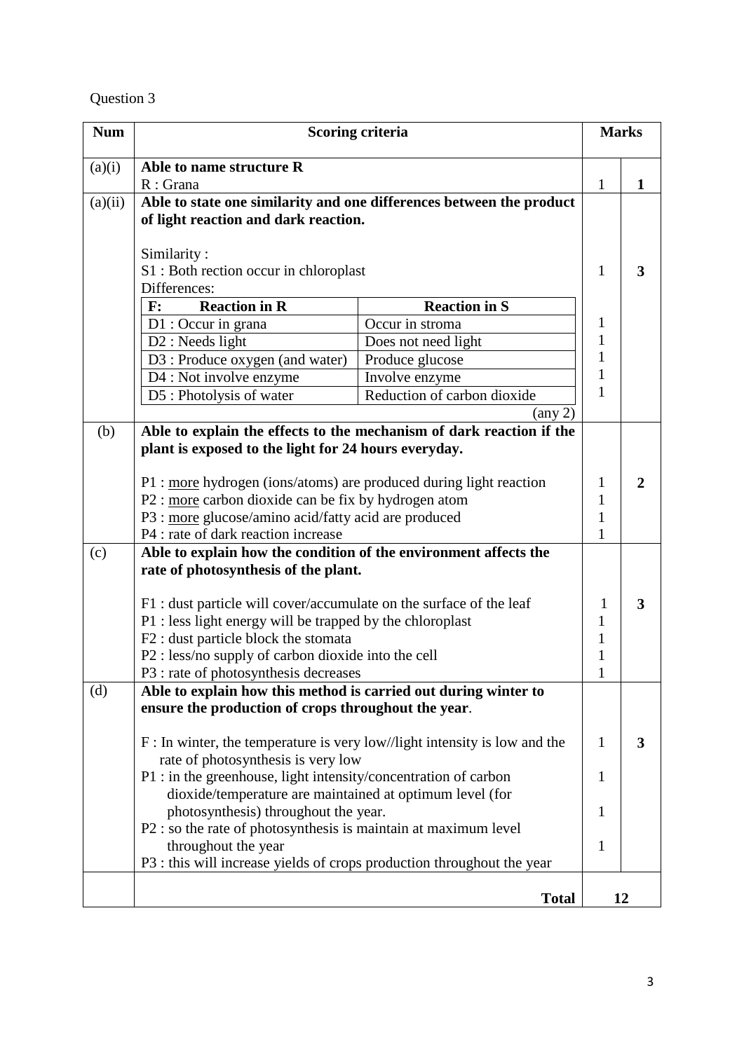Question 3

| Num | Scoring criteria | Marks | |
|---|---|---|---|
| (a)(i) | **Able to name structure R**<br>R : Grana | 1 | **1** |
| (a)(ii) | **Able to state one similarity and one differences between the product of light reaction and dark reaction.**<br><br>Similarity :<br>S1 : Both rection occur in chloroplast<br>Differences:<br><br>**F: Reaction in R** \| **Reaction in S**<br>D1 : Occur in grana \| Occur in stroma<br>D2 : Needs light \| Does not need light<br>D3 : Produce oxygen (and water) \| Produce glucose<br>D4 : Not involve enzyme \| Involve enzyme<br>D5 : Photolysis of water \| Reduction of carbon dioxide<br>(any 2) | 1<br><br>1<br>1<br>1<br>1<br>1 | **3** |
| (b) | **Able to explain the effects to the mechanism of dark reaction if the plant is exposed to the light for 24 hours everyday.**<br><br>P1 : more hydrogen (ions/atoms) are produced during light reaction<br>P2 : more carbon dioxide can be fix by hydrogen atom<br>P3 : more glucose/amino acid/fatty acid are produced<br>P4 : rate of dark reaction increase | 1<br>1<br>1<br>1 | **2** |
| (c) | **Able to explain how the condition of the environment affects the rate of photosynthesis of the plant.**<br><br>F1 : dust particle will cover/accumulate on the surface of the leaf<br>P1 : less light energy will be trapped by the chloroplast<br>F2 : dust particle block the stomata<br>P2 : less/no supply of carbon dioxide into the cell<br>P3 : rate of photosynthesis decreases | 1<br>1<br>1<br>1<br>1 | **3** |
| (d) | **Able to explain how this method is carried out during winter to ensure the production of crops throughout the year**.<br><br>F : In winter, the temperature is very low//light intensity is low and the rate of photosynthesis is very low<br>P1 : in the greenhouse, light intensity/concentration of carbon dioxide/temperature are maintained at optimum level (for photosynthesis) throughout the year.<br>P2 : so the rate of photosynthesis is maintain at maximum level throughout the year<br>P3 : this will increase yields of crops production throughout the year | 1<br><br>1<br><br>1<br><br>1 | **3** |
| | **Total** | **12** | |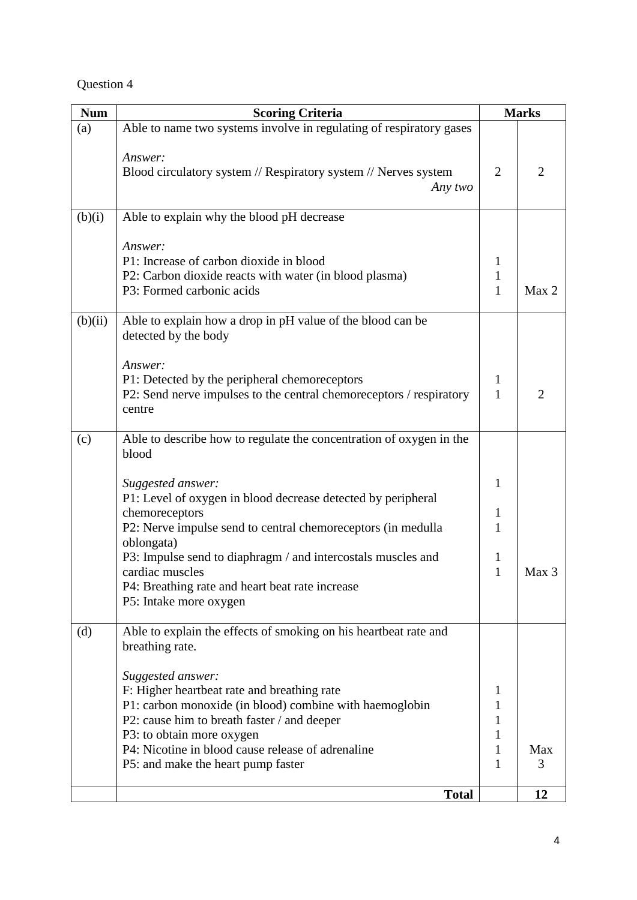Question 4

| Num | Scoring Criteria | Marks | |
|---|---|---|---|
| (a) | Able to name two systems involve in regulating of respiratory gases<br><br>*Answer:*<br>Blood circulatory system // Respiratory system // Nerves system *Any two* | 2 | 2 |
| (b)(i) | Able to explain why the blood pH decrease<br><br>*Answer:*<br>P1: Increase of carbon dioxide in blood<br>P2: Carbon dioxide reacts with water (in blood plasma)<br>P3: Formed carbonic acids | 1<br>1<br>1 | Max 2 |
| (b)(ii) | Able to explain how a drop in pH value of the blood can be detected by the body<br><br>*Answer:*<br>P1: Detected by the peripheral chemoreceptors<br>P2: Send nerve impulses to the central chemoreceptors / respiratory centre | 1<br>1 | 2 |
| (c) | Able to describe how to regulate the concentration of oxygen in the blood<br><br>*Suggested answer:*<br>P1: Level of oxygen in blood decrease detected by peripheral chemoreceptors<br>P2: Nerve impulse send to central chemoreceptors (in medulla oblongata)<br>P3: Impulse send to diaphragm / and intercostals muscles and cardiac muscles<br>P4: Breathing rate and heart beat rate increase<br>P5: Intake more oxygen | 1<br>1<br>1<br>1<br>1 | Max 3 |
| (d) | Able to explain the effects of smoking on his heartbeat rate and breathing rate.<br><br>*Suggested answer:*<br>F: Higher heartbeat rate and breathing rate<br>P1: carbon monoxide (in blood) combine with haemoglobin<br>P2: cause him to breath faster / and deeper<br>P3: to obtain more oxygen<br>P4: Nicotine in blood cause release of adrenaline<br>P5: and make the heart pump faster | 1<br>1<br>1<br>1<br>1<br>1 | Max 3 |
| | **Total** | | **12** |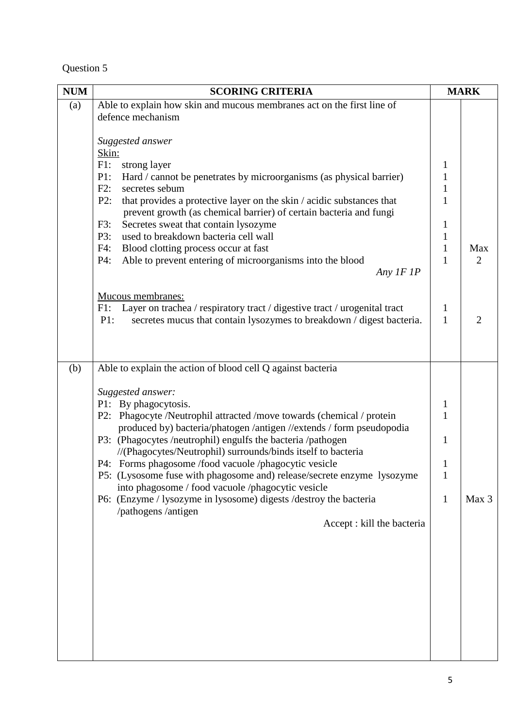Question 5

| NUM | SCORING CRITERIA | MARK | |
|---|---|---|---|
| (a) | Able to explain how skin and mucous membranes act on the first line of defence mechanism<br><br>*Suggested answer*<br>Skin:<br>F1: strong layer<br>P1: Hard / cannot be penetrates by microorganisms (as physical barrier)<br>F2: secretes sebum<br>P2: that provides a protective layer on the skin / acidic substances that prevent growth (as chemical barrier) of certain bacteria and fungi<br>F3: Secretes sweat that contain lysozyme<br>P3: used to breakdown bacteria cell wall<br>F4: Blood clotting process occur at fast<br>P4: Able to prevent entering of microorganisms into the blood<br>*Any 1F 1P* | <br><br><br><br>1<br>1<br>1<br>1<br><br>1<br>1<br>1<br>1 | Max 2 |
| | Mucous membranes:<br>F1: Layer on trachea / respiratory tract / digestive tract / urogenital tract<br>P1: secretes mucus that contain lysozymes to breakdown / digest bacteria. | <br>1<br>1 | 2 |
| (b) | Able to explain the action of blood cell Q against bacteria<br><br>*Suggested answer:*<br>P1: By phagocytosis.<br>P2: Phagocyte /Neutrophil attracted /move towards (chemical / protein produced by) bacteria/phatogen /antigen //extends / form pseudopodia<br>P3: (Phagocytes /neutrophil) engulfs the bacteria /pathogen //(Phagocytes/Neutrophil) surrounds/binds itself to bacteria<br>P4: Forms phagosome /food vacuole /phagocytic vesicle<br>P5: (Lysosome fuse with phagosome and) release/secrete enzyme lysozyme into phagosome / food vacuole /phagocytic vesicle<br>P6: (Enzyme / lysozyme in lysosome) digests /destroy the bacteria /pathogens /antigen<br>Accept : kill the bacteria | <br><br><br>1<br>1<br><br>1<br><br>1<br>1<br><br>1 | Max 3 |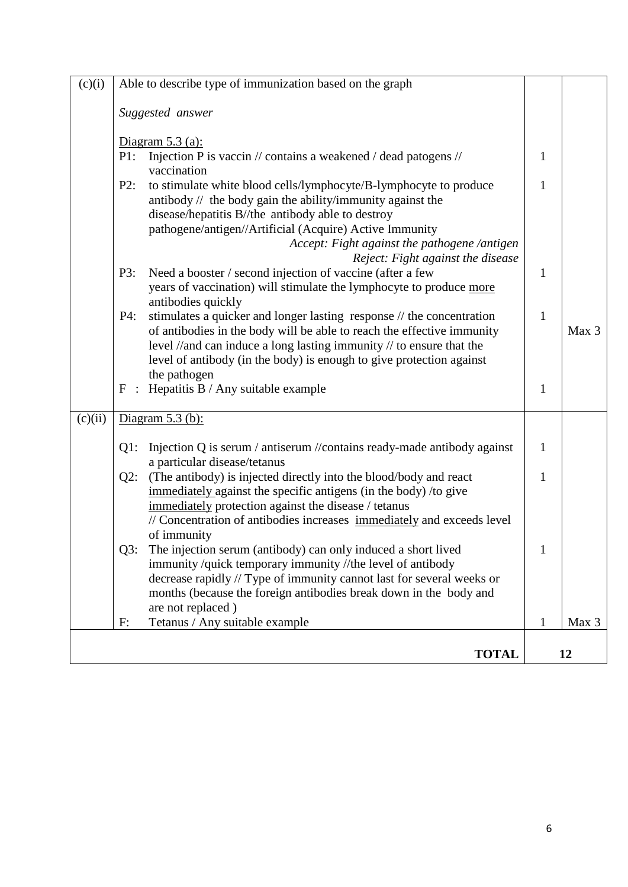| | | | |
|---|---|---|---|
| (c)(i) | Able to describe type of immunization based on the graph<br><br>*Suggested answer*<br><br><u>Diagram 5.3 (a):</u><br>P1: Injection P is vaccin // contains a weakened / dead patogens // vaccination<br>P2: to stimulate white blood cells/lymphocyte/B-lymphocyte to produce antibody // the body gain the ability/immunity against the disease/hepatitis B//the antibody able to destroy pathogene/antigen//Artificial (Acquire) Active Immunity<br>*Accept: Fight against the pathogene /antigen*<br>*Reject: Fight against the disease*<br>P3: Need a booster / second injection of vaccine (after a few years of vaccination) will stimulate the lymphocyte to produce <u>more</u> antibodies quickly<br>P4: stimulates a quicker and longer lasting response // the concentration of antibodies in the body will be able to reach the effective immunity level //and can induce a long lasting immunity // to ensure that the level of antibody (in the body) is enough to give protection against the pathogen<br>F : Hepatitis B / Any suitable example | <br><br><br><br><br>1<br><br>1<br><br><br><br><br><br>1<br><br><br>1<br><br><br><br><br>1 | <br><br><br><br><br><br><br><br><br><br><br><br><br><br><br><br>Max 3 |
| (c)(ii) | <u>Diagram 5.3 (b):</u><br><br>Q1: Injection Q is serum / antiserum //contains ready-made antibody against a particular disease/tetanus<br>Q2: (The antibody) is injected directly into the blood/body and react <u>immediately</u> against the specific antigens (in the body) /to give <u>immediately</u> protection against the disease / tetanus // Concentration of antibodies increases <u>immediately</u> and exceeds level of immunity<br>Q3: The injection serum (antibody) can only induced a short lived immunity /quick temporary immunity //the level of antibody decrease rapidly // Type of immunity cannot last for several weeks or months (because the foreign antibodies break down in the body and are not replaced )<br>F: Tetanus / Any suitable example | <br><br>1<br><br>1<br><br><br><br><br>1<br><br><br><br><br>1 | <br><br><br><br><br><br><br><br><br><br><br><br><br><br>Max 3 |
| | **TOTAL** | **12** | |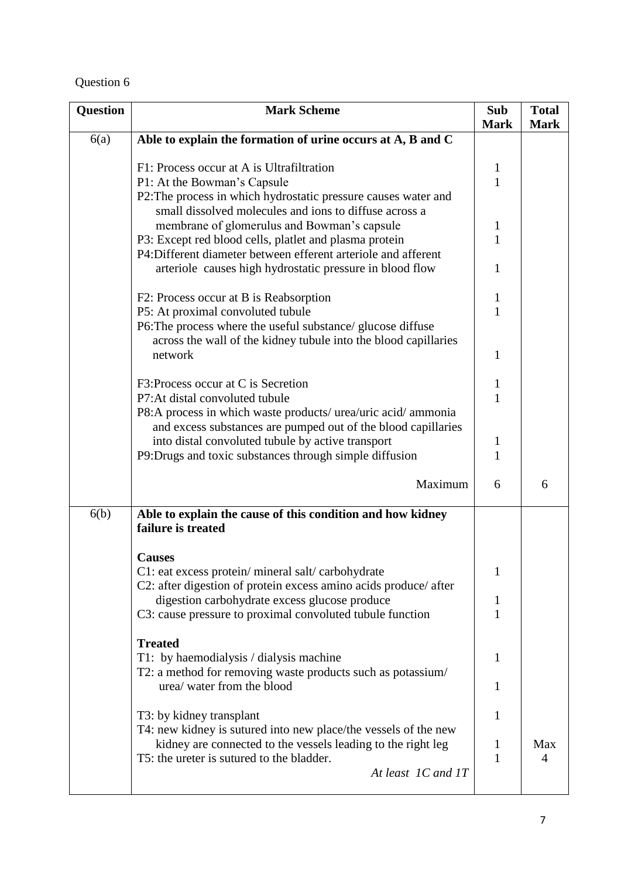Question 6

| Question | Mark Scheme | Sub Mark | Total Mark |
|---|---|---|---|
| 6(a) | **Able to explain the formation of urine occurs at A, B and C** | | |
| | F1: Process occur at A is Ultrafiltration | 1 | |
| | P1: At the Bowman's Capsule | 1 | |
| | P2:The process in which hydrostatic pressure causes water and small dissolved molecules and ions to diffuse across a membrane of glomerulus and Bowman's capsule | 1 | |
| | P3: Except red blood cells, platlet and plasma protein | 1 | |
| | P4:Different diameter between efferent arteriole and afferent arteriole causes high hydrostatic pressure in blood flow | 1 | |
| | F2: Process occur at B is Reabsorption | 1 | |
| | P5: At proximal convoluted tubule | 1 | |
| | P6:The process where the useful substance/ glucose diffuse across the wall of the kidney tubule into the blood capillaries network | 1 | |
| | F3:Process occur at C is Secretion | 1 | |
| | P7:At distal convoluted tubule | 1 | |
| | P8:A process in which waste products/ urea/uric acid/ ammonia and excess substances are pumped out of the blood capillaries into distal convoluted tubule by active transport | 1 | |
| | P9:Drugs and toxic substances through simple diffusion | 1 | |
| | Maximum | 6 | 6 |
| 6(b) | **Able to explain the cause of this condition and how kidney failure is treated** | | |
| | **Causes** | | |
| | C1: eat excess protein/ mineral salt/ carbohydrate | 1 | |
| | C2: after digestion of protein excess amino acids produce/ after digestion carbohydrate excess glucose produce | 1 | |
| | C3: cause pressure to proximal convoluted tubule function | 1 | |
| | **Treated** | | |
| | T1: by haemodialysis / dialysis machine | 1 | |
| | T2: a method for removing waste products such as potassium/ urea/ water from the blood | 1 | |
| | T3: by kidney transplant | 1 | |
| | T4: new kidney is sutured into new place/the vessels of the new kidney are connected to the vessels leading to the right leg | 1 | |
| | T5: the ureter is sutured to the bladder. | 1 | Max 4 |
| | *At least 1C and 1T* | | |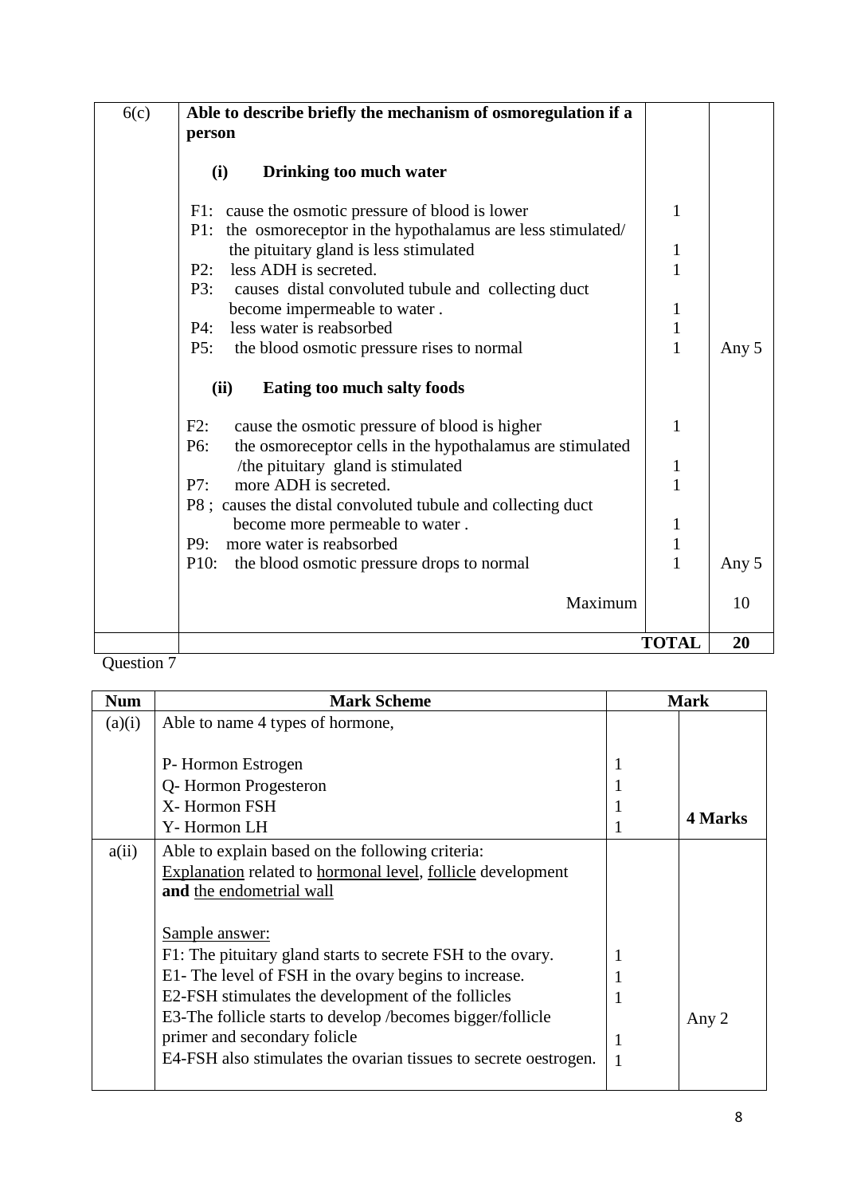| | | | |
|---|---|---|---|
| 6(c) | **Able to describe briefly the mechanism of osmoregulation if a person**<br><br>**(i) Drinking too much water**<br><br>F1: cause the osmotic pressure of blood is lower<br>P1: the osmoreceptor in the hypothalamus are less stimulated/ the pituitary gland is less stimulated<br>P2: less ADH is secreted.<br>P3: causes distal convoluted tubule and collecting duct become impermeable to water .<br>P4: less water is reabsorbed<br>P5: the blood osmotic pressure rises to normal<br><br>**(ii) Eating too much salty foods**<br><br>F2: cause the osmotic pressure of blood is higher<br>P6: the osmoreceptor cells in the hypothalamus are stimulated /the pituitary gland is stimulated<br>P7: more ADH is secreted.<br>P8 ; causes the distal convoluted tubule and collecting duct become more permeable to water .<br>P9: more water is reabsorbed<br>P10: the blood osmotic pressure drops to normal<br><br>Maximum | <br><br><br><br>1<br><br>1<br>1<br><br>1<br>1<br>1<br><br><br><br>1<br><br>1<br>1<br><br>1<br>1<br>1 | <br><br><br><br><br><br><br><br><br><br><br>Any 5<br><br><br><br><br><br><br><br><br><br><br>Any 5<br><br>10 |
| | | **TOTAL** | **20** |

Question 7

| Num | Mark Scheme | Mark | |
|---|---|---|---|
| (a)(i) | Able to name 4 types of hormone,<br><br>P- Hormon Estrogen<br>Q- Hormon Progesteron<br>X- Hormon FSH<br>Y- Hormon LH | <br><br>1<br>1<br>1<br>1 | **4 Marks** |
| a(ii) | Able to explain based on the following criteria:<br>Explanation related to hormonal level, follicle development **and** the endometrial wall<br><br>Sample answer:<br>F1: The pituitary gland starts to secrete FSH to the ovary.<br>E1- The level of FSH in the ovary begins to increase.<br>E2-FSH stimulates the development of the follicles<br>E3-The follicle starts to develop /becomes bigger/follicle primer and secondary folicle<br>E4-FSH also stimulates the ovarian tissues to secrete oestrogen. | <br><br><br><br><br>1<br>1<br>1<br><br>1<br>1 | Any 2 |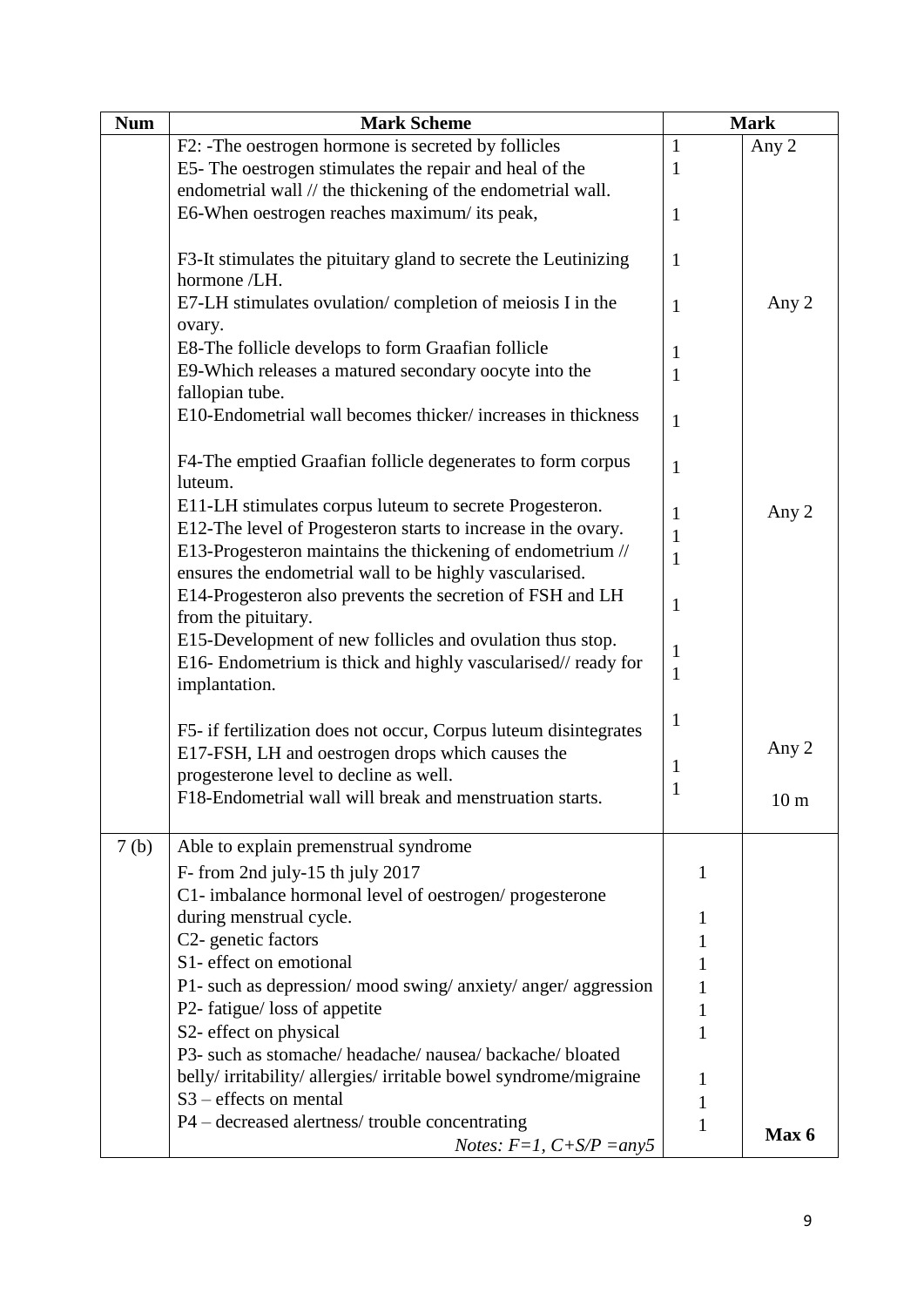| Num | Mark Scheme | Mark | |
|---|---|---|---|
| | F2: -The oestrogen hormone is secreted by follicles | 1 | Any 2 |
| | E5- The oestrogen stimulates the repair and heal of the endometrial wall // the thickening of the endometrial wall. | 1 | |
| | E6-When oestrogen reaches maximum/ its peak, | 1 | |
| | F3-It stimulates the pituitary gland to secrete the Leutinizing hormone /LH. | 1 | |
| | E7-LH stimulates ovulation/ completion of meiosis I in the ovary. | 1 | Any 2 |
| | E8-The follicle develops to form Graafian follicle | 1 | |
| | E9-Which releases a matured secondary oocyte into the fallopian tube. | 1 | |
| | E10-Endometrial wall becomes thicker/ increases in thickness | 1 | |
| | F4-The emptied Graafian follicle degenerates to form corpus luteum. | 1 | |
| | E11-LH stimulates corpus luteum to secrete Progesteron. | 1 | Any 2 |
| | E12-The level of Progesteron starts to increase in the ovary. | 1 | |
| | E13-Progesteron maintains the thickening of endometrium // ensures the endometrial wall to be highly vascularised. | 1 | |
| | E14-Progesteron also prevents the secretion of FSH and LH from the pituitary. | 1 | |
| | E15-Development of new follicles and ovulation thus stop. | 1 | |
| | E16- Endometrium is thick and highly vascularised// ready for implantation. | 1 | |
| | F5- if fertilization does not occur, Corpus luteum disintegrates | 1 | |
| | E17-FSH, LH and oestrogen drops which causes the progesterone level to decline as well. | 1 | Any 2 |
| | F18-Endometrial wall will break and menstruation starts. | 1 | 10 m |
| 7 (b) | Able to explain premenstrual syndrome | | |
| | F- from 2nd july-15 th july 2017 | 1 | |
| | C1- imbalance hormonal level of oestrogen/ progesterone during menstrual cycle. | 1 | |
| | C2- genetic factors | 1 | |
| | S1- effect on emotional | 1 | |
| | P1- such as depression/ mood swing/ anxiety/ anger/ aggression | 1 | |
| | P2- fatigue/ loss of appetite | 1 | |
| | S2- effect on physical | 1 | |
| | P3- such as stomache/ headache/ nausea/ backache/ bloated belly/ irritability/ allergies/ irritable bowel syndrome/migraine | 1 | |
| | S3 – effects on mental | 1 | |
| | P4 – decreased alertness/ trouble concentrating | 1 | |
| | *Notes: F=1, C+S/P =any5* | | **Max 6** |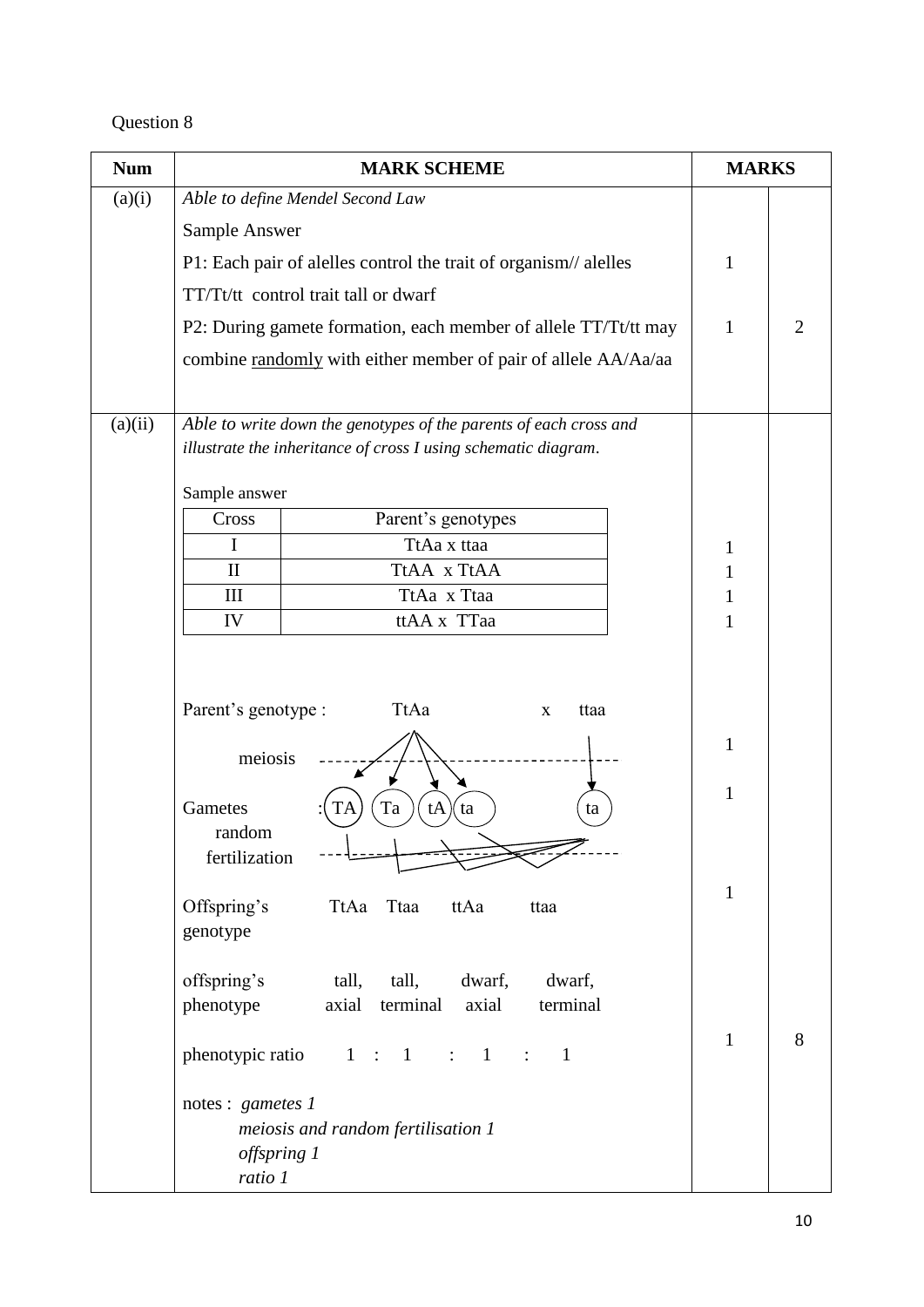Question 8

| Num | MARK SCHEME | MARKS | |
|---|---|---|---|
| (a)(i) | *Able to define Mendel Second Law* | | |
| | Sample Answer | | |
| | P1: Each pair of alelles control the trait of organism// alelles TT/Tt/tt control trait tall or dwarf | 1 | |
| | P2: During gamete formation, each member of allele TT/Tt/tt may combine <u>randomly</u> with either member of pair of allele AA/Aa/aa | 1 | 2 |
| (a)(ii) | *Able to write down the genotypes of the parents of each cross and illustrate the inheritance of cross I using schematic diagram.* | | |
| | Sample answer | | |
| | Cross I: TtAa x ttaa | 1 | |
| | Cross II: TtAA x TtAA | 1 | |
| | Cross III: TtAa x Ttaa | 1 | |
| | Cross IV: ttAA x TTaa | 1 | |
| | Parent's genotype : TtAa x ttaa | | |
| | meiosis | 1 | |
| | Gametes : TA, Ta, tA, ta (from TtAa); ta (from ttaa) | 1 | |
| | random fertilization | | |
| | Offspring's genotype: TtAa, Ttaa, ttAa, ttaa | 1 | |
| | offspring's phenotype: tall, axial; tall, terminal; dwarf, axial; dwarf, terminal | | |
| | phenotypic ratio 1 : 1 : 1 : 1 | 1 | 8 |
| | notes : *gametes 1*<br>*meiosis and random fertilisation 1*<br>*offspring 1*<br>*ratio 1* | | |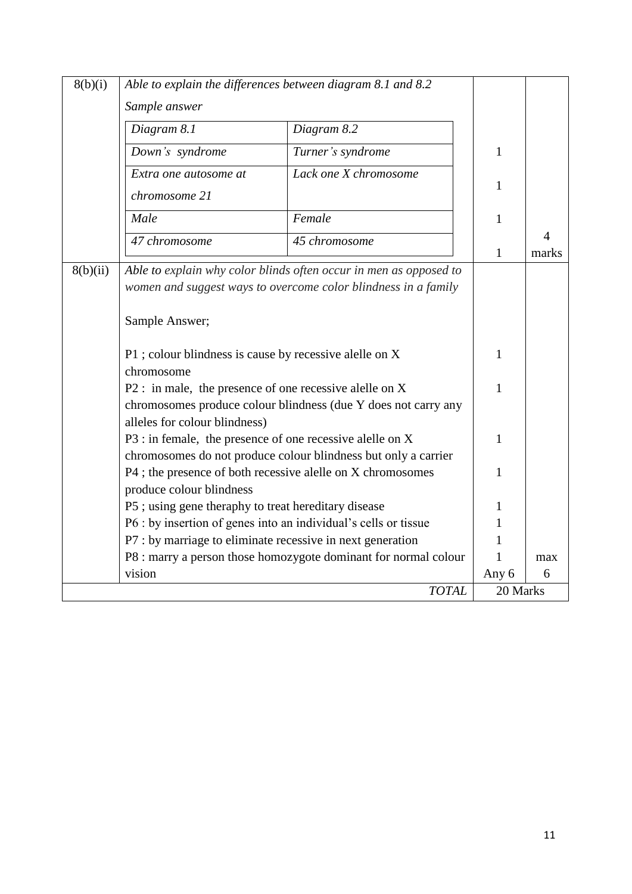| 8(b)(i) | *Able to explain the differences between diagram 8.1 and 8.2*<br><br>*Sample answer* | | |
|---|---|---|---|
| | | | |

| Diagram 8.1 | Diagram 8.2 | Marks | Total |
|---|---|---|---|
| *Down's syndrome* | *Turner's syndrome* | 1 | |
| *Extra one autosome at chromosome 21* | *Lack one X chromosome* | 1 | |
| *Male* | *Female* | 1 | |
| *47 chromosome* | *45 chromosome* | 1 | 4 marks |

**8(b)(ii)** *Able to explain why color blinds often occur in men as opposed to women and suggest ways to overcome color blindness in a family*

Sample Answer;

| Point | Marks | Total |
|---|---|---|
| P1 ; colour blindness is cause by recessive alelle on X chromosome | 1 | |
| P2 : in male, the presence of one recessive alelle on X chromosomes produce colour blindness (due Y does not carry any alleles for colour blindness) | 1 | |
| P3 : in female, the presence of one recessive alelle on X chromosomes do not produce colour blindness but only a carrier | 1 | |
| P4 ; the presence of both recessive alelle on X chromosomes produce colour blindness | 1 | |
| P5 ; using gene theraphy to treat hereditary disease | 1 | |
| P6 : by insertion of genes into an individual's cells or tissue | 1 | |
| P7 : by marriage to eliminate recessive in next generation | 1 | |
| P8 : marry a person those homozygote dominant for normal colour vision | 1<br>Any 6 | max 6 |

| *TOTAL* | 20 Marks |
|---|---|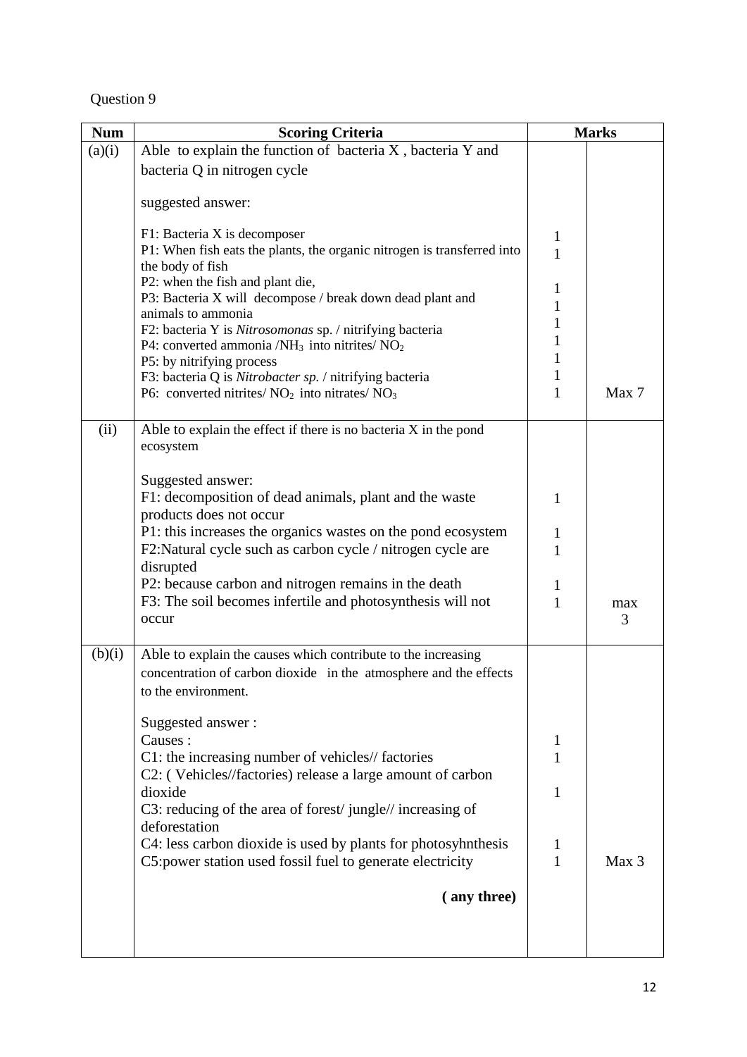Question 9

| Num | Scoring Criteria | Marks | |
|---|---|---|---|
| (a)(i) | Able to explain the function of bacteria X , bacteria Y and bacteria Q in nitrogen cycle<br><br>suggested answer:<br><br>F1: Bacteria X is decomposer<br>P1: When fish eats the plants, the organic nitrogen is transferred into the body of fish<br>P2: when the fish and plant die,<br>P3: Bacteria X will decompose / break down dead plant and animals to ammonia<br>F2: bacteria Y is *Nitrosomonas* sp. / nitrifying bacteria<br>P4: converted ammonia /$NH_3$ into nitrites/ $NO_2$<br>P5: by nitrifying process<br>F3: bacteria Q is *Nitrobacter sp.* / nitrifying bacteria<br>P6: converted nitrites/ $NO_2$ into nitrates/ $NO_3$ | 1<br>1<br><br>1<br>1<br>1<br>1<br>1<br>1<br>1 | Max 7 |
| (ii) | Able to explain the effect if there is no bacteria X in the pond ecosystem<br><br>Suggested answer:<br>F1: decomposition of dead animals, plant and the waste products does not occur<br>P1: this increases the organics wastes on the pond ecosystem<br>F2:Natural cycle such as carbon cycle / nitrogen cycle are disrupted<br>P2: because carbon and nitrogen remains in the death<br>F3: The soil becomes infertile and photosynthesis will not occur | 1<br><br>1<br>1<br><br>1<br>1 | max 3 |
| (b)(i) | Able to explain the causes which contribute to the increasing concentration of carbon dioxide in the atmosphere and the effects to the environment.<br><br>Suggested answer :<br>Causes :<br>C1: the increasing number of vehicles// factories<br>C2: ( Vehicles//factories) release a large amount of carbon dioxide<br>C3: reducing of the area of forest/ jungle// increasing of deforestation<br>C4: less carbon dioxide is used by plants for photosyhnthesis<br>C5:power station used fossil fuel to generate electricity<br><br>**( any three)** | 1<br>1<br><br>1<br><br>1<br>1 | Max 3 |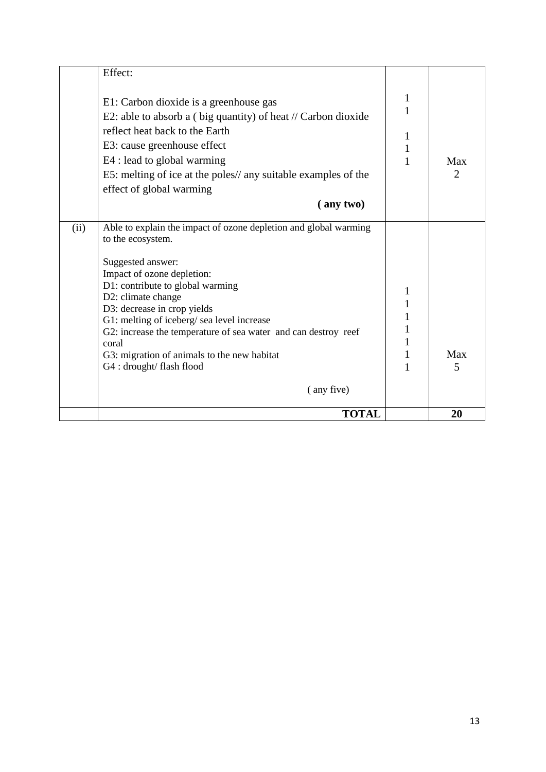| | | | |
|---|---|---|---|
| | Effect:<br><br>E1: Carbon dioxide is a greenhouse gas<br>E2: able to absorb a ( big quantity) of heat // Carbon dioxide reflect heat back to the Earth<br>E3: cause greenhouse effect<br>E4 : lead to global warming<br>E5: melting of ice at the poles// any suitable examples of the effect of global warming<br>**( any two)** | 1<br>1<br><br>1<br>1<br>1 | Max 2 |
| (ii) | Able to explain the impact of ozone depletion and global warming to the ecosystem.<br><br>Suggested answer:<br>Impact of ozone depletion:<br>D1: contribute to global warming<br>D2: climate change<br>D3: decrease in crop yields<br>G1: melting of iceberg/ sea level increase<br>G2: increase the temperature of sea water and can destroy reef coral<br>G3: migration of animals to the new habitat<br>G4 : drought/ flash flood<br><br>( any five) | 1<br>1<br>1<br>1<br>1<br>1<br>1 | Max 5 |
| | **TOTAL** | | **20** |